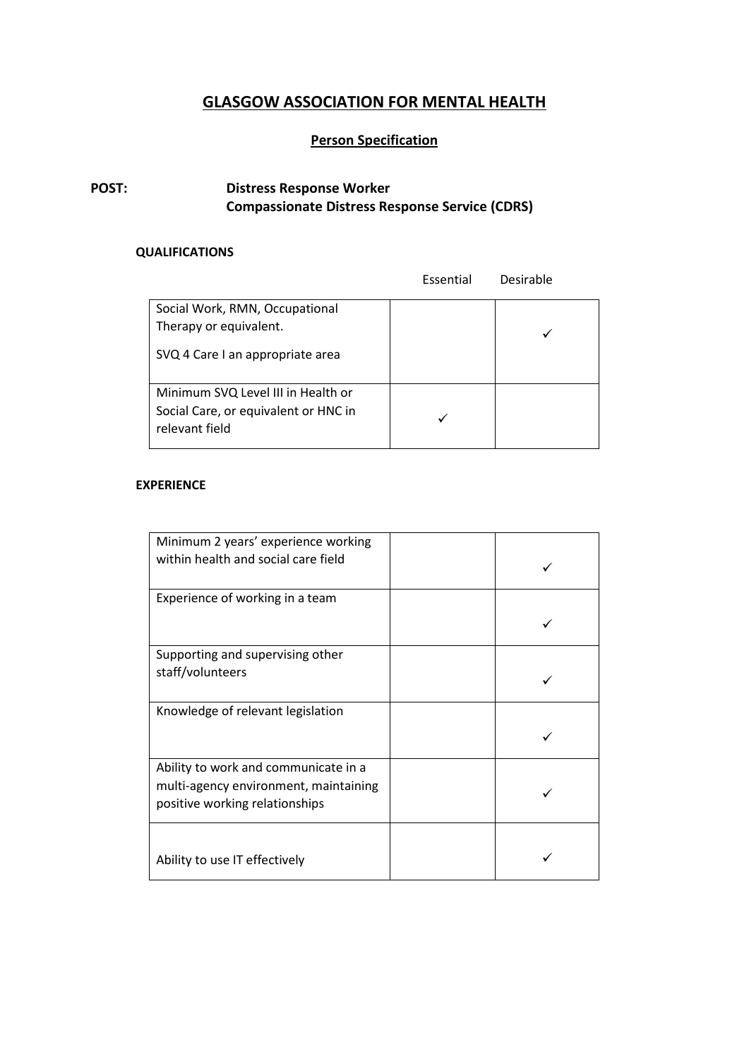# GLASGOW ASSOCIATION FOR MENTAL HEALTH

## Person Specification

**POST:** **Distress Response Worker**
**Compassionate Distress Response Service (CDRS)**

### QUALIFICATIONS

| | Essential | Desirable |
|---|---|---|
| Social Work, RMN, Occupational Therapy or equivalent.<br>SVQ 4 Care I an appropriate area | | ✓ |
| Minimum SVQ Level III in Health or Social Care, or equivalent or HNC in relevant field | ✓ | |

### EXPERIENCE

| | Essential | Desirable |
|---|---|---|
| Minimum 2 years' experience working within health and social care field | | ✓ |
| Experience of working in a team | | ✓ |
| Supporting and supervising other staff/volunteers | | ✓ |
| Knowledge of relevant legislation | | ✓ |
| Ability to work and communicate in a multi-agency environment, maintaining positive working relationships | | ✓ |
| Ability to use IT effectively | | ✓ |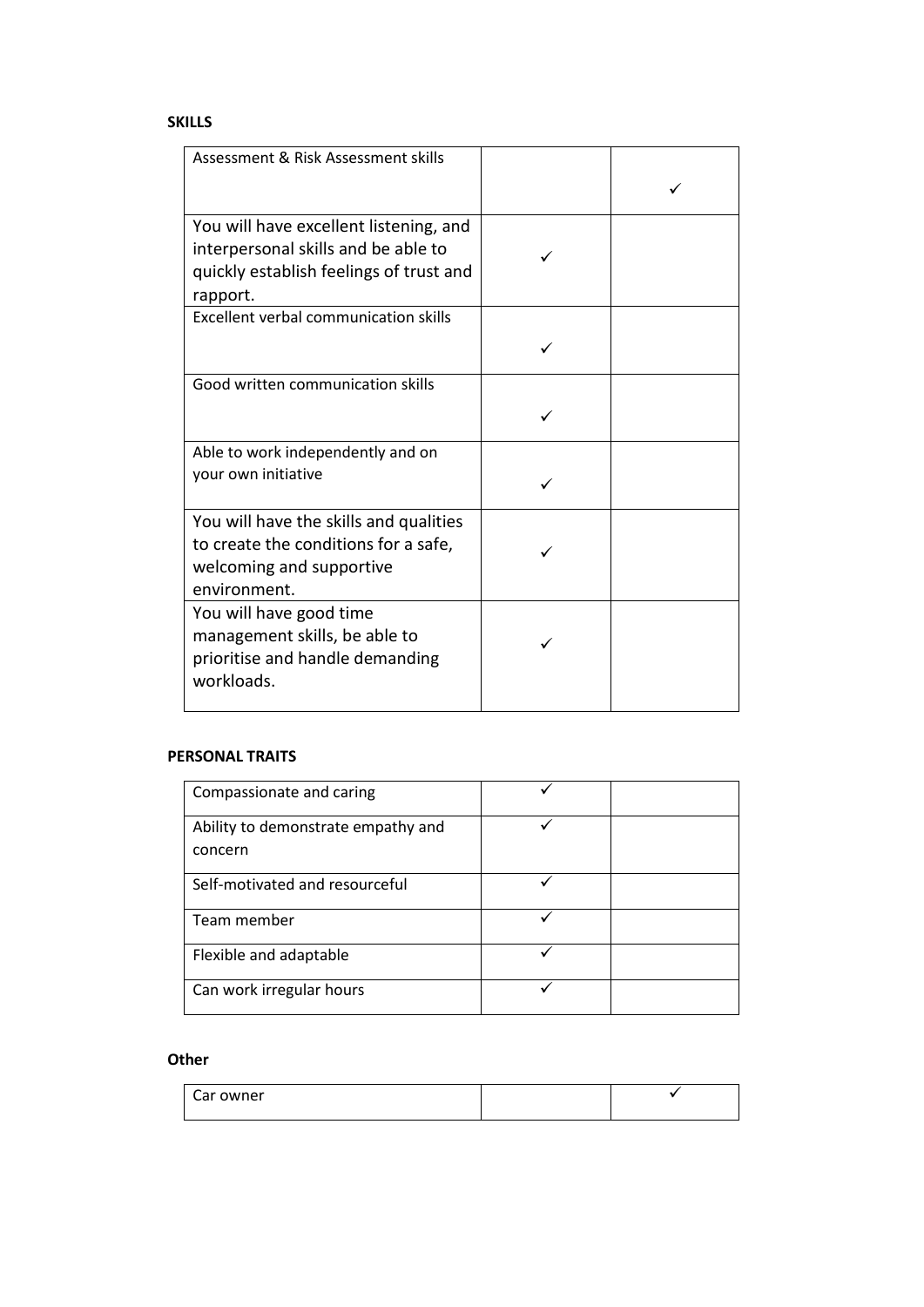**SKILLS**

| | | |
|---|---|---|
| Assessment & Risk Assessment skills | | ✓ |
| You will have excellent listening, and interpersonal skills and be able to quickly establish feelings of trust and rapport. | ✓ | |
| Excellent verbal communication skills | ✓ | |
| Good written communication skills | ✓ | |
| Able to work independently and on your own initiative | ✓ | |
| You will have the skills and qualities to create the conditions for a safe, welcoming and supportive environment. | ✓ | |
| You will have good time management skills, be able to prioritise and handle demanding workloads. | ✓ | |

**PERSONAL TRAITS**

| | | |
|---|---|---|
| Compassionate and caring | ✓ | |
| Ability to demonstrate empathy and concern | ✓ | |
| Self-motivated and resourceful | ✓ | |
| Team member | ✓ | |
| Flexible and adaptable | ✓ | |
| Can work irregular hours | ✓ | |

**Other**

| | | |
|---|---|---|
| Car owner | | ✓ |